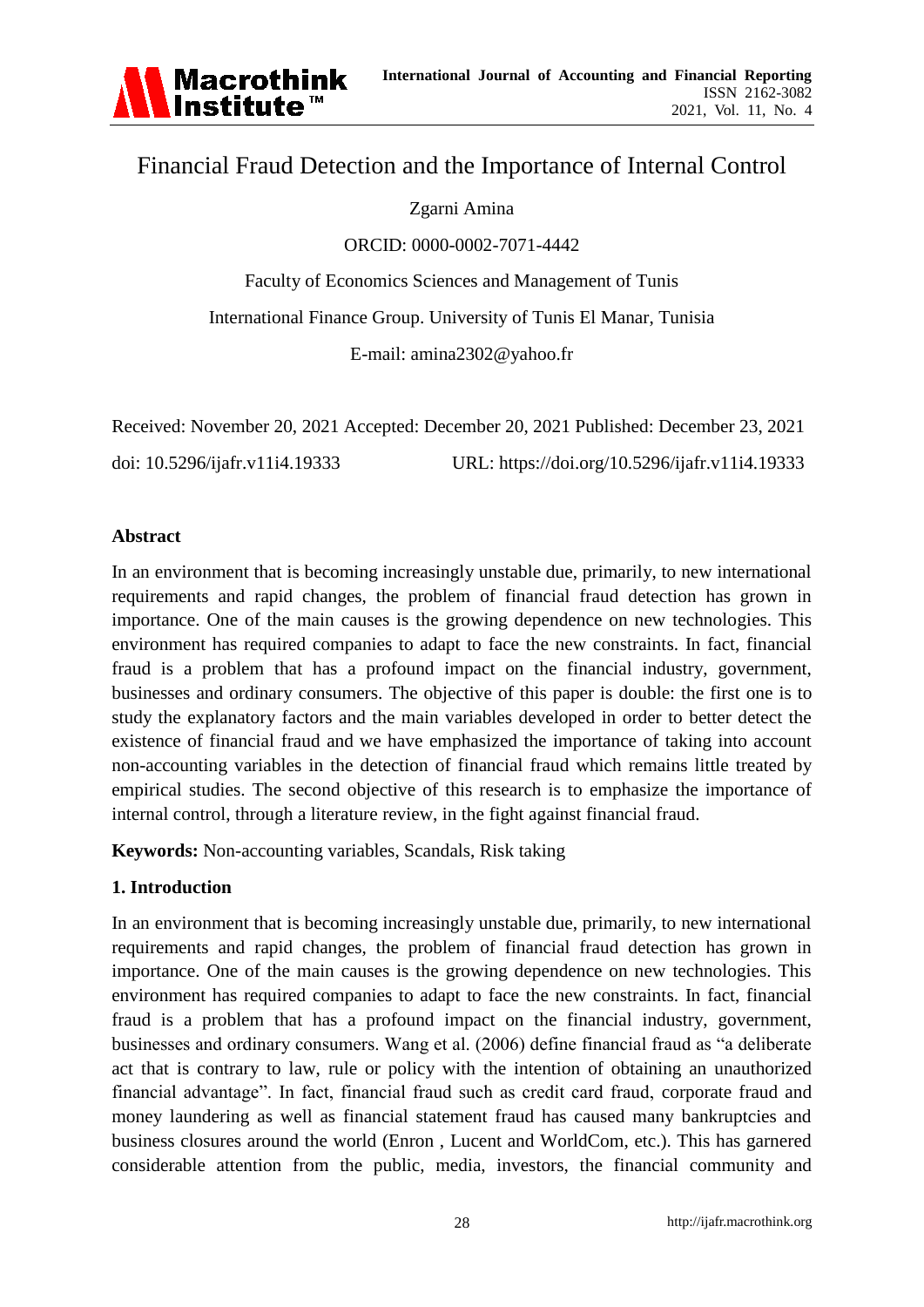# Financial Fraud Detection and the Importance of Internal Control

Zgarni Amina

ORCID: 0000-0002-7071-4442

Faculty of Economics Sciences and Management of Tunis

International Finance Group. University of Tunis El Manar, Tunisia

E-mail: amina2302@yahoo.fr

Received: November 20, 2021 Accepted: December 20, 2021 Published: December 23, 2021

doi: 10.5296/ijafr.v11i4.19333 URL: https://doi.org/10.5296/ijafr.v11i4.19333

## Abstract

In an environment that is becoming increasingly unstable due, primarily, to new international requirements and rapid changes, the problem of financial fraud detection has grown in importance. One of the main causes is the growing dependence on new technologies. This environment has required companies to adapt to face the new constraints. In fact, financial fraud is a problem that has a profound impact on the financial industry, government, businesses and ordinary consumers. The objective of this paper is double: the first one is to study the explanatory factors and the main variables developed in order to better detect the existence of financial fraud and we have emphasized the importance of taking into account non-accounting variables in the detection of financial fraud which remains little treated by empirical studies. The second objective of this research is to emphasize the importance of internal control, through a literature review, in the fight against financial fraud.

**Keywords:** Non-accounting variables, Scandals, Risk taking

## 1. Introduction

In an environment that is becoming increasingly unstable due, primarily, to new international requirements and rapid changes, the problem of financial fraud detection has grown in importance. One of the main causes is the growing dependence on new technologies. This environment has required companies to adapt to face the new constraints. In fact, financial fraud is a problem that has a profound impact on the financial industry, government, businesses and ordinary consumers. Wang et al. (2006) define financial fraud as "a deliberate act that is contrary to law, rule or policy with the intention of obtaining an unauthorized financial advantage". In fact, financial fraud such as credit card fraud, corporate fraud and money laundering as well as financial statement fraud has caused many bankruptcies and business closures around the world (Enron , Lucent and WorldCom, etc.). This has garnered considerable attention from the public, media, investors, the financial community and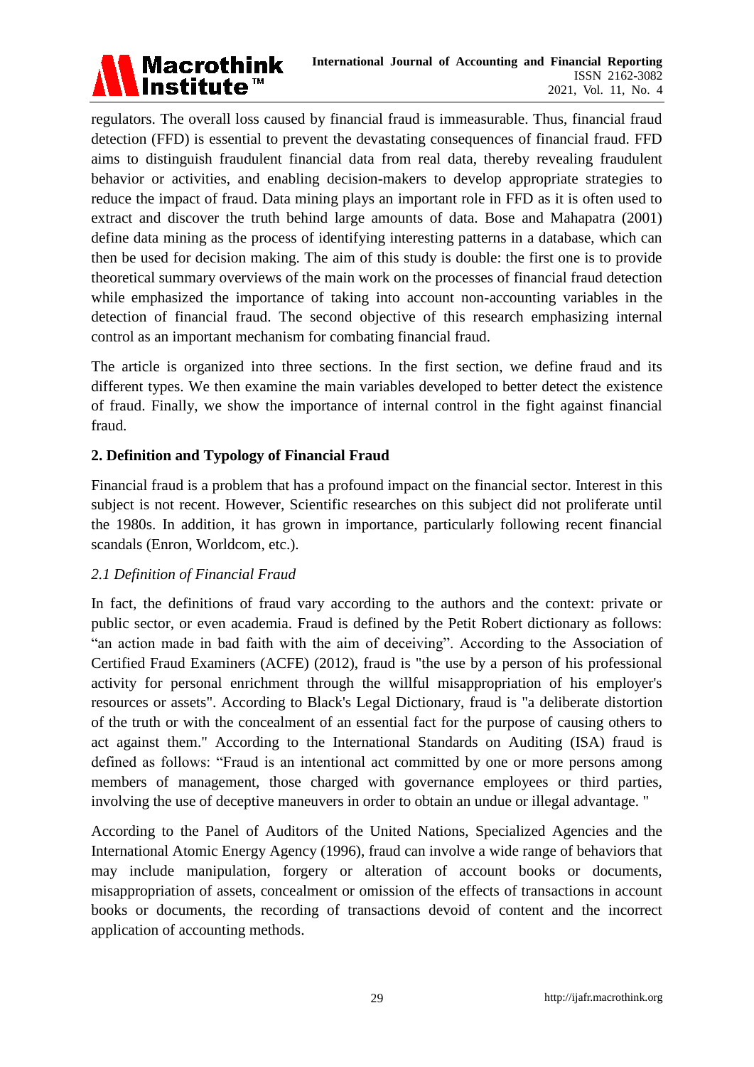regulators. The overall loss caused by financial fraud is immeasurable. Thus, financial fraud detection (FFD) is essential to prevent the devastating consequences of financial fraud. FFD aims to distinguish fraudulent financial data from real data, thereby revealing fraudulent behavior or activities, and enabling decision-makers to develop appropriate strategies to reduce the impact of fraud. Data mining plays an important role in FFD as it is often used to extract and discover the truth behind large amounts of data. Bose and Mahapatra (2001) define data mining as the process of identifying interesting patterns in a database, which can then be used for decision making. The aim of this study is double: the first one is to provide theoretical summary overviews of the main work on the processes of financial fraud detection while emphasized the importance of taking into account non-accounting variables in the detection of financial fraud. The second objective of this research emphasizing internal control as an important mechanism for combating financial fraud.

The article is organized into three sections. In the first section, we define fraud and its different types. We then examine the main variables developed to better detect the existence of fraud. Finally, we show the importance of internal control in the fight against financial fraud.

## 2. Definition and Typology of Financial Fraud

Financial fraud is a problem that has a profound impact on the financial sector. Interest in this subject is not recent. However, Scientific researches on this subject did not proliferate until the 1980s. In addition, it has grown in importance, particularly following recent financial scandals (Enron, Worldcom, etc.).

### *2.1 Definition of Financial Fraud*

In fact, the definitions of fraud vary according to the authors and the context: private or public sector, or even academia. Fraud is defined by the Petit Robert dictionary as follows: "an action made in bad faith with the aim of deceiving". According to the Association of Certified Fraud Examiners (ACFE) (2012), fraud is "the use by a person of his professional activity for personal enrichment through the willful misappropriation of his employer's resources or assets". According to Black's Legal Dictionary, fraud is "a deliberate distortion of the truth or with the concealment of an essential fact for the purpose of causing others to act against them." According to the International Standards on Auditing (ISA) fraud is defined as follows: "Fraud is an intentional act committed by one or more persons among members of management, those charged with governance employees or third parties, involving the use of deceptive maneuvers in order to obtain an undue or illegal advantage. "

According to the Panel of Auditors of the United Nations, Specialized Agencies and the International Atomic Energy Agency (1996), fraud can involve a wide range of behaviors that may include manipulation, forgery or alteration of account books or documents, misappropriation of assets, concealment or omission of the effects of transactions in account books or documents, the recording of transactions devoid of content and the incorrect application of accounting methods.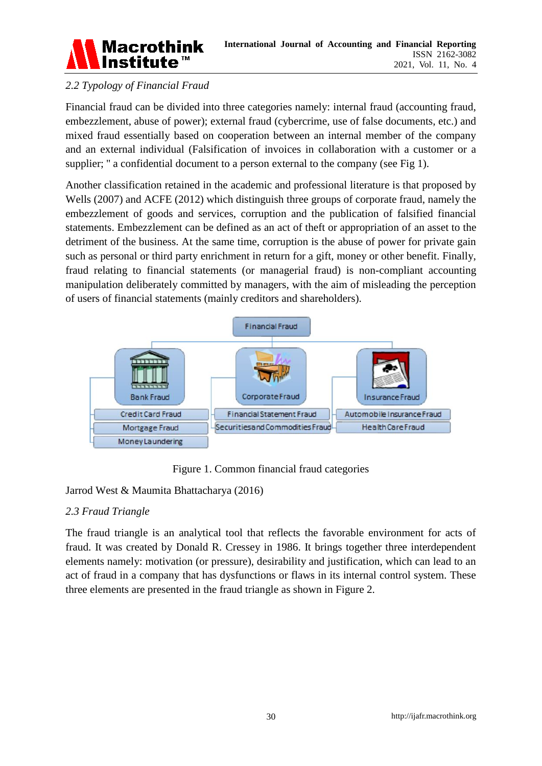### 2.2 Typology of Financial Fraud

Financial fraud can be divided into three categories namely: internal fraud (accounting fraud, embezzlement, abuse of power); external fraud (cybercrime, use of false documents, etc.) and mixed fraud essentially based on cooperation between an internal member of the company and an external individual (Falsification of invoices in collaboration with a customer or a supplier; " a confidential document to a person external to the company (see Fig 1).

Another classification retained in the academic and professional literature is that proposed by Wells (2007) and ACFE (2012) which distinguish three groups of corporate fraud, namely the embezzlement of goods and services, corruption and the publication of falsified financial statements. Embezzlement can be defined as an act of theft or appropriation of an asset to the detriment of the business. At the same time, corruption is the abuse of power for private gain such as personal or third party enrichment in return for a gift, money or other benefit. Finally, fraud relating to financial statements (or managerial fraud) is non-compliant accounting manipulation deliberately committed by managers, with the aim of misleading the perception of users of financial statements (mainly creditors and shareholders).

Financial Fraud
- Bank Fraud
  - Credit Card Fraud
  - Mortgage Fraud
  - Money Laundering
- Corporate Fraud
  - Financial Statement Fraud
  - Securities and Commodities Fraud
- Insurance Fraud
  - Automobile Insurance Fraud
  - Health Care Fraud

Figure 1. Common financial fraud categories

Jarrod West & Maumita Bhattacharya (2016)

### 2.3 Fraud Triangle

The fraud triangle is an analytical tool that reflects the favorable environment for acts of fraud. It was created by Donald R. Cressey in 1986. It brings together three interdependent elements namely: motivation (or pressure), desirability and justification, which can lead to an act of fraud in a company that has dysfunctions or flaws in its internal control system. These three elements are presented in the fraud triangle as shown in Figure 2.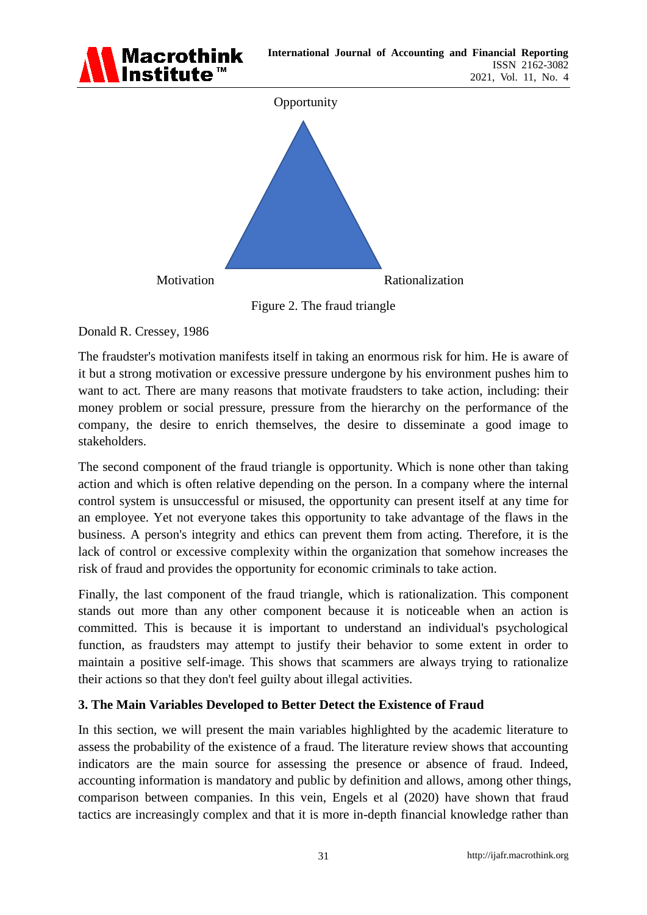Opportunity

Motivation Rationalization

Figure 2. The fraud triangle

Donald R. Cressey, 1986

The fraudster's motivation manifests itself in taking an enormous risk for him. He is aware of it but a strong motivation or excessive pressure undergone by his environment pushes him to want to act. There are many reasons that motivate fraudsters to take action, including: their money problem or social pressure, pressure from the hierarchy on the performance of the company, the desire to enrich themselves, the desire to disseminate a good image to stakeholders.

The second component of the fraud triangle is opportunity. Which is none other than taking action and which is often relative depending on the person. In a company where the internal control system is unsuccessful or misused, the opportunity can present itself at any time for an employee. Yet not everyone takes this opportunity to take advantage of the flaws in the business. A person's integrity and ethics can prevent them from acting. Therefore, it is the lack of control or excessive complexity within the organization that somehow increases the risk of fraud and provides the opportunity for economic criminals to take action.

Finally, the last component of the fraud triangle, which is rationalization. This component stands out more than any other component because it is noticeable when an action is committed. This is because it is important to understand an individual's psychological function, as fraudsters may attempt to justify their behavior to some extent in order to maintain a positive self-image. This shows that scammers are always trying to rationalize their actions so that they don't feel guilty about illegal activities.

## 3. The Main Variables Developed to Better Detect the Existence of Fraud

In this section, we will present the main variables highlighted by the academic literature to assess the probability of the existence of a fraud. The literature review shows that accounting indicators are the main source for assessing the presence or absence of fraud. Indeed, accounting information is mandatory and public by definition and allows, among other things, comparison between companies. In this vein, Engels et al (2020) have shown that fraud tactics are increasingly complex and that it is more in-depth financial knowledge rather than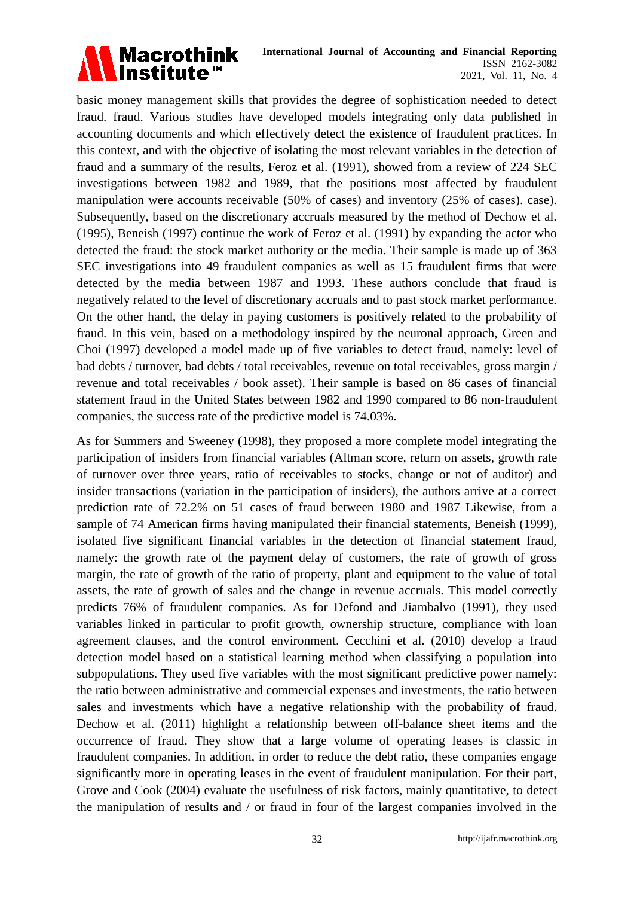basic money management skills that provides the degree of sophistication needed to detect fraud. fraud. Various studies have developed models integrating only data published in accounting documents and which effectively detect the existence of fraudulent practices. In this context, and with the objective of isolating the most relevant variables in the detection of fraud and a summary of the results, Feroz et al. (1991), showed from a review of 224 SEC investigations between 1982 and 1989, that the positions most affected by fraudulent manipulation were accounts receivable (50% of cases) and inventory (25% of cases). case). Subsequently, based on the discretionary accruals measured by the method of Dechow et al. (1995), Beneish (1997) continue the work of Feroz et al. (1991) by expanding the actor who detected the fraud: the stock market authority or the media. Their sample is made up of 363 SEC investigations into 49 fraudulent companies as well as 15 fraudulent firms that were detected by the media between 1987 and 1993. These authors conclude that fraud is negatively related to the level of discretionary accruals and to past stock market performance. On the other hand, the delay in paying customers is positively related to the probability of fraud. In this vein, based on a methodology inspired by the neuronal approach, Green and Choi (1997) developed a model made up of five variables to detect fraud, namely: level of bad debts / turnover, bad debts / total receivables, revenue on total receivables, gross margin / revenue and total receivables / book asset). Their sample is based on 86 cases of financial statement fraud in the United States between 1982 and 1990 compared to 86 non-fraudulent companies, the success rate of the predictive model is 74.03%.

As for Summers and Sweeney (1998), they proposed a more complete model integrating the participation of insiders from financial variables (Altman score, return on assets, growth rate of turnover over three years, ratio of receivables to stocks, change or not of auditor) and insider transactions (variation in the participation of insiders), the authors arrive at a correct prediction rate of 72.2% on 51 cases of fraud between 1980 and 1987 Likewise, from a sample of 74 American firms having manipulated their financial statements, Beneish (1999), isolated five significant financial variables in the detection of financial statement fraud, namely: the growth rate of the payment delay of customers, the rate of growth of gross margin, the rate of growth of the ratio of property, plant and equipment to the value of total assets, the rate of growth of sales and the change in revenue accruals. This model correctly predicts 76% of fraudulent companies. As for Defond and Jiambalvo (1991), they used variables linked in particular to profit growth, ownership structure, compliance with loan agreement clauses, and the control environment. Cecchini et al. (2010) develop a fraud detection model based on a statistical learning method when classifying a population into subpopulations. They used five variables with the most significant predictive power namely: the ratio between administrative and commercial expenses and investments, the ratio between sales and investments which have a negative relationship with the probability of fraud. Dechow et al. (2011) highlight a relationship between off-balance sheet items and the occurrence of fraud. They show that a large volume of operating leases is classic in fraudulent companies. In addition, in order to reduce the debt ratio, these companies engage significantly more in operating leases in the event of fraudulent manipulation. For their part, Grove and Cook (2004) evaluate the usefulness of risk factors, mainly quantitative, to detect the manipulation of results and / or fraud in four of the largest companies involved in the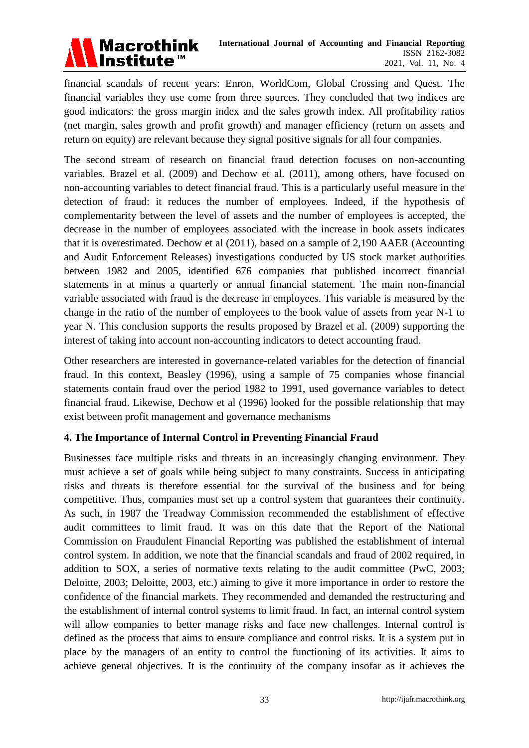financial scandals of recent years: Enron, WorldCom, Global Crossing and Quest. The financial variables they use come from three sources. They concluded that two indices are good indicators: the gross margin index and the sales growth index. All profitability ratios (net margin, sales growth and profit growth) and manager efficiency (return on assets and return on equity) are relevant because they signal positive signals for all four companies.

The second stream of research on financial fraud detection focuses on non-accounting variables. Brazel et al. (2009) and Dechow et al. (2011), among others, have focused on non-accounting variables to detect financial fraud. This is a particularly useful measure in the detection of fraud: it reduces the number of employees. Indeed, if the hypothesis of complementarity between the level of assets and the number of employees is accepted, the decrease in the number of employees associated with the increase in book assets indicates that it is overestimated. Dechow et al (2011), based on a sample of 2,190 AAER (Accounting and Audit Enforcement Releases) investigations conducted by US stock market authorities between 1982 and 2005, identified 676 companies that published incorrect financial statements in at minus a quarterly or annual financial statement. The main non-financial variable associated with fraud is the decrease in employees. This variable is measured by the change in the ratio of the number of employees to the book value of assets from year N-1 to year N. This conclusion supports the results proposed by Brazel et al. (2009) supporting the interest of taking into account non-accounting indicators to detect accounting fraud.

Other researchers are interested in governance-related variables for the detection of financial fraud. In this context, Beasley (1996), using a sample of 75 companies whose financial statements contain fraud over the period 1982 to 1991, used governance variables to detect financial fraud. Likewise, Dechow et al (1996) looked for the possible relationship that may exist between profit management and governance mechanisms

## 4. The Importance of Internal Control in Preventing Financial Fraud

Businesses face multiple risks and threats in an increasingly changing environment. They must achieve a set of goals while being subject to many constraints. Success in anticipating risks and threats is therefore essential for the survival of the business and for being competitive. Thus, companies must set up a control system that guarantees their continuity. As such, in 1987 the Treadway Commission recommended the establishment of effective audit committees to limit fraud. It was on this date that the Report of the National Commission on Fraudulent Financial Reporting was published the establishment of internal control system. In addition, we note that the financial scandals and fraud of 2002 required, in addition to SOX, a series of normative texts relating to the audit committee (PwC, 2003; Deloitte, 2003; Deloitte, 2003, etc.) aiming to give it more importance in order to restore the confidence of the financial markets. They recommended and demanded the restructuring and the establishment of internal control systems to limit fraud. In fact, an internal control system will allow companies to better manage risks and face new challenges. Internal control is defined as the process that aims to ensure compliance and control risks. It is a system put in place by the managers of an entity to control the functioning of its activities. It aims to achieve general objectives. It is the continuity of the company insofar as it achieves the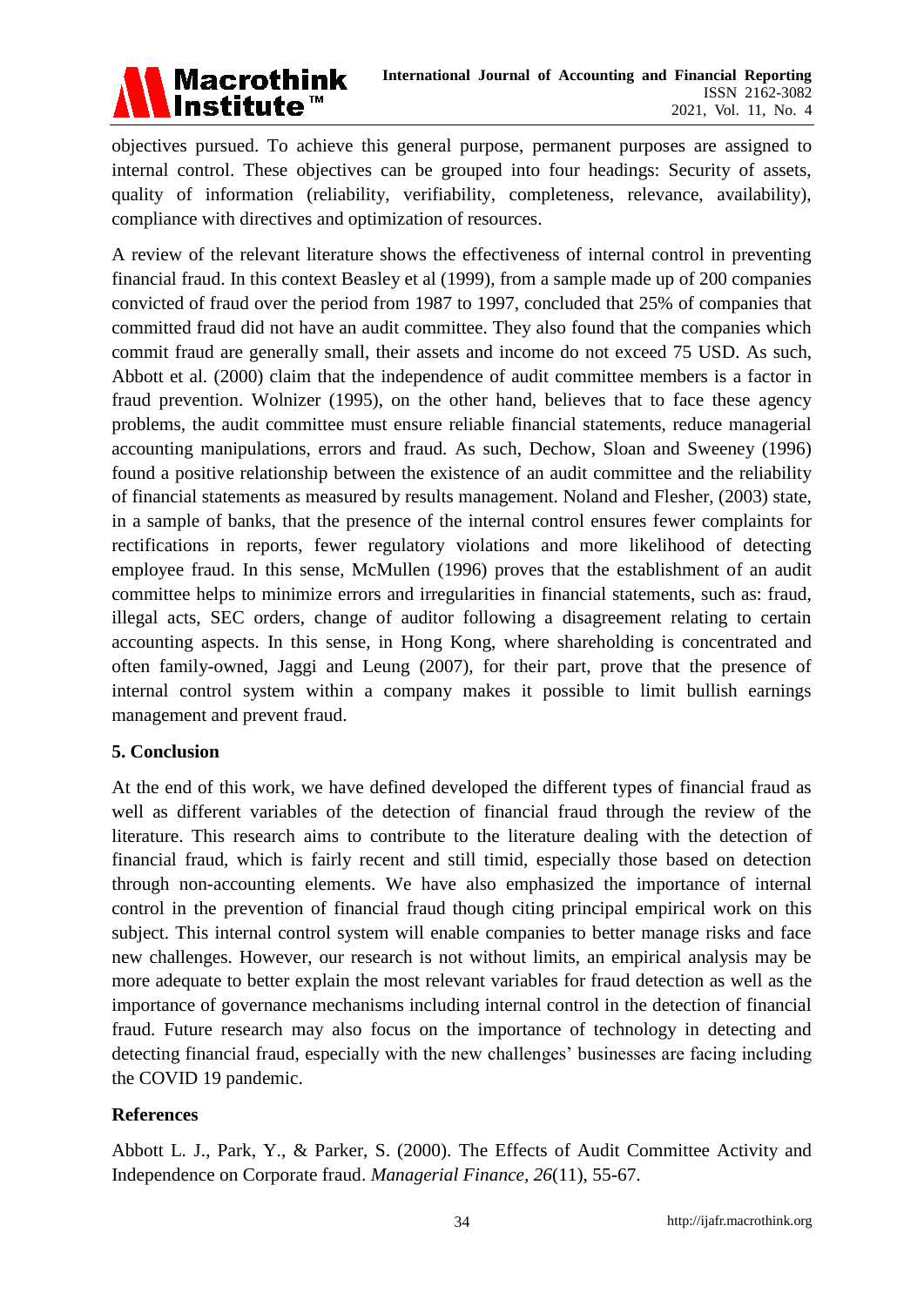objectives pursued. To achieve this general purpose, permanent purposes are assigned to internal control. These objectives can be grouped into four headings: Security of assets, quality of information (reliability, verifiability, completeness, relevance, availability), compliance with directives and optimization of resources.

A review of the relevant literature shows the effectiveness of internal control in preventing financial fraud. In this context Beasley et al (1999), from a sample made up of 200 companies convicted of fraud over the period from 1987 to 1997, concluded that 25% of companies that committed fraud did not have an audit committee. They also found that the companies which commit fraud are generally small, their assets and income do not exceed 75 USD. As such, Abbott et al. (2000) claim that the independence of audit committee members is a factor in fraud prevention. Wolnizer (1995), on the other hand, believes that to face these agency problems, the audit committee must ensure reliable financial statements, reduce managerial accounting manipulations, errors and fraud. As such, Dechow, Sloan and Sweeney (1996) found a positive relationship between the existence of an audit committee and the reliability of financial statements as measured by results management. Noland and Flesher, (2003) state, in a sample of banks, that the presence of the internal control ensures fewer complaints for rectifications in reports, fewer regulatory violations and more likelihood of detecting employee fraud. In this sense, McMullen (1996) proves that the establishment of an audit committee helps to minimize errors and irregularities in financial statements, such as: fraud, illegal acts, SEC orders, change of auditor following a disagreement relating to certain accounting aspects. In this sense, in Hong Kong, where shareholding is concentrated and often family-owned, Jaggi and Leung (2007), for their part, prove that the presence of internal control system within a company makes it possible to limit bullish earnings management and prevent fraud.

## 5. Conclusion

At the end of this work, we have defined developed the different types of financial fraud as well as different variables of the detection of financial fraud through the review of the literature. This research aims to contribute to the literature dealing with the detection of financial fraud, which is fairly recent and still timid, especially those based on detection through non-accounting elements. We have also emphasized the importance of internal control in the prevention of financial fraud though citing principal empirical work on this subject. This internal control system will enable companies to better manage risks and face new challenges. However, our research is not without limits, an empirical analysis may be more adequate to better explain the most relevant variables for fraud detection as well as the importance of governance mechanisms including internal control in the detection of financial fraud. Future research may also focus on the importance of technology in detecting and detecting financial fraud, especially with the new challenges' businesses are facing including the COVID 19 pandemic.

## References

Abbott L. J., Park, Y., & Parker, S. (2000). The Effects of Audit Committee Activity and Independence on Corporate fraud. *Managerial Finance*, *26*(11), 55-67.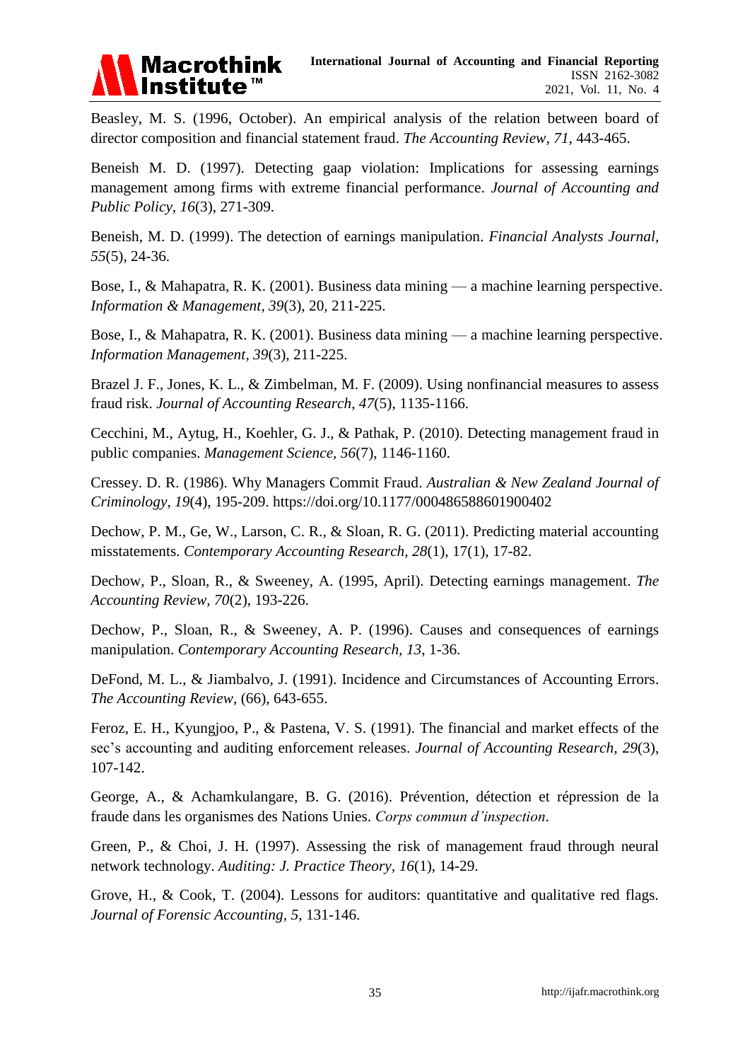Beasley, M. S. (1996, October). An empirical analysis of the relation between board of director composition and financial statement fraud. *The Accounting Review, 71*, 443-465.

Beneish M. D. (1997). Detecting gaap violation: Implications for assessing earnings management among firms with extreme financial performance. *Journal of Accounting and Public Policy, 16*(3), 271-309.

Beneish, M. D. (1999). The detection of earnings manipulation. *Financial Analysts Journal, 55*(5), 24-36.

Bose, I., & Mahapatra, R. K. (2001). Business data mining — a machine learning perspective. *Information & Management, 39*(3), 20, 211-225.

Bose, I., & Mahapatra, R. K. (2001). Business data mining — a machine learning perspective. *Information Management, 39*(3), 211-225.

Brazel J. F., Jones, K. L., & Zimbelman, M. F. (2009). Using nonfinancial measures to assess fraud risk. *Journal of Accounting Research, 47*(5), 1135-1166.

Cecchini, M., Aytug, H., Koehler, G. J., & Pathak, P. (2010). Detecting management fraud in public companies. *Management Science, 56*(7), 1146-1160.

Cressey. D. R. (1986). Why Managers Commit Fraud. *Australian & New Zealand Journal of Criminology, 19*(4), 195-209. https://doi.org/10.1177/000486588601900402

Dechow, P. M., Ge, W., Larson, C. R., & Sloan, R. G. (2011). Predicting material accounting misstatements. *Contemporary Accounting Research, 28*(1), 17(1), 17-82.

Dechow, P., Sloan, R., & Sweeney, A. (1995, April). Detecting earnings management. *The Accounting Review, 70*(2), 193-226.

Dechow, P., Sloan, R., & Sweeney, A. P. (1996). Causes and consequences of earnings manipulation. *Contemporary Accounting Research, 13*, 1-36.

DeFond, M. L., & Jiambalvo, J. (1991). Incidence and Circumstances of Accounting Errors. *The Accounting Review*, (66), 643-655.

Feroz, E. H., Kyungjoo, P., & Pastena, V. S. (1991). The financial and market effects of the sec's accounting and auditing enforcement releases. *Journal of Accounting Research, 29*(3), 107-142.

George, A., & Achamkulangare, B. G. (2016). Prévention, détection et répression de la fraude dans les organismes des Nations Unies. *Corps commun d'inspection*.

Green, P., & Choi, J. H. (1997). Assessing the risk of management fraud through neural network technology. *Auditing: J. Practice Theory, 16*(1), 14-29.

Grove, H., & Cook, T. (2004). Lessons for auditors: quantitative and qualitative red flags. *Journal of Forensic Accounting, 5*, 131-146.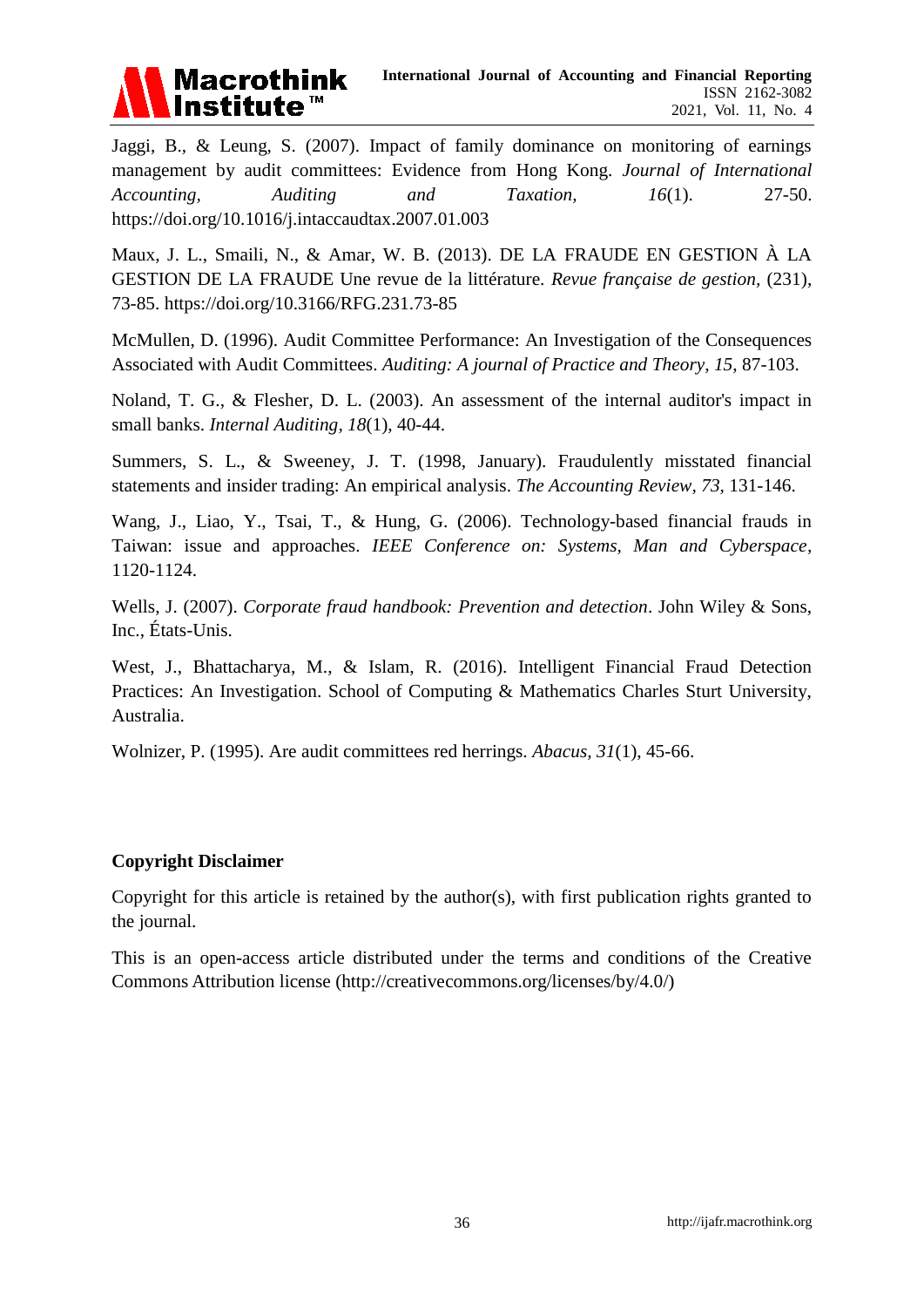Jaggi, B., & Leung, S. (2007). Impact of family dominance on monitoring of earnings management by audit committees: Evidence from Hong Kong. *Journal of International Accounting, Auditing and Taxation, 16*(1). 27-50. https://doi.org/10.1016/j.intaccaudtax.2007.01.003

Maux, J. L., Smaili, N., & Amar, W. B. (2013). DE LA FRAUDE EN GESTION À LA GESTION DE LA FRAUDE Une revue de la littérature. *Revue française de gestion,* (231), 73-85. https://doi.org/10.3166/RFG.231.73-85

McMullen, D. (1996). Audit Committee Performance: An Investigation of the Consequences Associated with Audit Committees. *Auditing: A journal of Practice and Theory, 15*, 87-103.

Noland, T. G., & Flesher, D. L. (2003). An assessment of the internal auditor's impact in small banks. *Internal Auditing, 18*(1), 40-44.

Summers, S. L., & Sweeney, J. T. (1998, January). Fraudulently misstated financial statements and insider trading: An empirical analysis. *The Accounting Review, 73*, 131-146.

Wang, J., Liao, Y., Tsai, T., & Hung, G. (2006). Technology-based financial frauds in Taiwan: issue and approaches. *IEEE Conference on: Systems, Man and Cyberspace*, 1120-1124.

Wells, J. (2007). *Corporate fraud handbook: Prevention and detection*. John Wiley & Sons, Inc., États-Unis.

West, J., Bhattacharya, M., & Islam, R. (2016). Intelligent Financial Fraud Detection Practices: An Investigation. School of Computing & Mathematics Charles Sturt University, Australia.

Wolnizer, P. (1995). Are audit committees red herrings. *Abacus, 31*(1), 45-66.

**Copyright Disclaimer**

Copyright for this article is retained by the author(s), with first publication rights granted to the journal.

This is an open-access article distributed under the terms and conditions of the Creative Commons Attribution license (http://creativecommons.org/licenses/by/4.0/)